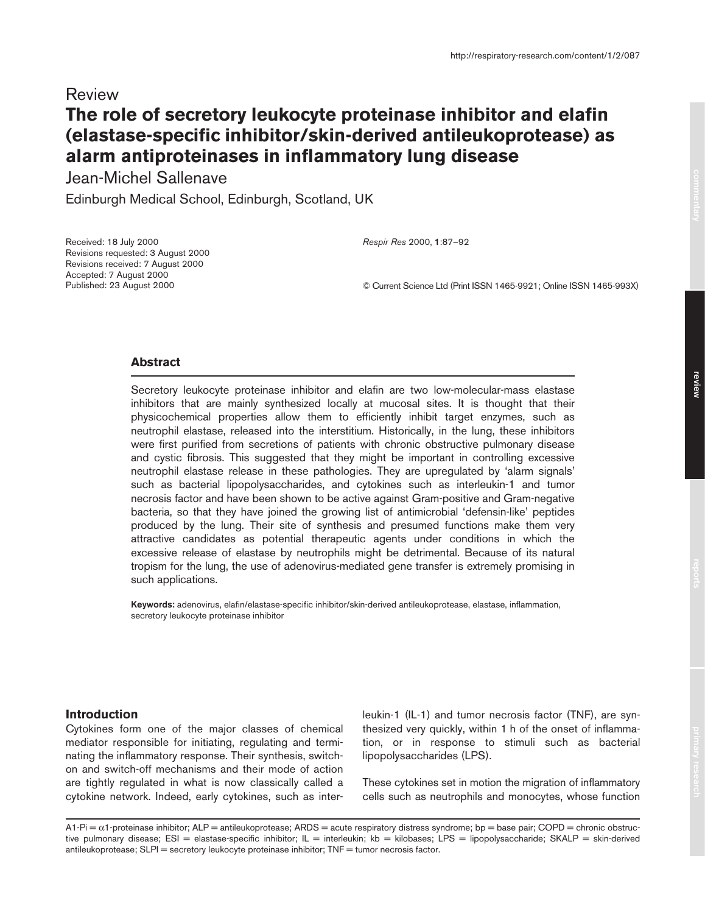Review

# The role of secretory leukocyte proteinase inhibitor and elafin (elastase-specific inhibitor/skin-derived antileukoprotease) as alarm antiproteinases in inflammatory lung disease

Jean-Michel Sallenave

Edinburgh Medical School, Edinburgh, Scotland, UK

Received: 18 July 2000
Revisions requested: 3 August 2000
Revisions received: 7 August 2000
Accepted: 7 August 2000
Published: 23 August 2000

*Respir Res* 2000, **1**:87–92

© Current Science Ltd (Print ISSN 1465-9921; Online ISSN 1465-993X)

## Abstract

Secretory leukocyte proteinase inhibitor and elafin are two low-molecular-mass elastase inhibitors that are mainly synthesized locally at mucosal sites. It is thought that their physicochemical properties allow them to efficiently inhibit target enzymes, such as neutrophil elastase, released into the interstitium. Historically, in the lung, these inhibitors were first purified from secretions of patients with chronic obstructive pulmonary disease and cystic fibrosis. This suggested that they might be important in controlling excessive neutrophil elastase release in these pathologies. They are upregulated by 'alarm signals' such as bacterial lipopolysaccharides, and cytokines such as interleukin-1 and tumor necrosis factor and have been shown to be active against Gram-positive and Gram-negative bacteria, so that they have joined the growing list of antimicrobial 'defensin-like' peptides produced by the lung. Their site of synthesis and presumed functions make them very attractive candidates as potential therapeutic agents under conditions in which the excessive release of elastase by neutrophils might be detrimental. Because of its natural tropism for the lung, the use of adenovirus-mediated gene transfer is extremely promising in such applications.

**Keywords:** adenovirus, elafin/elastase-specific inhibitor/skin-derived antileukoprotease, elastase, inflammation, secretory leukocyte proteinase inhibitor

## Introduction

Cytokines form one of the major classes of chemical mediator responsible for initiating, regulating and terminating the inflammatory response. Their synthesis, switch-on and switch-off mechanisms and their mode of action are tightly regulated in what is now classically called a cytokine network. Indeed, early cytokines, such as interleukin-1 (IL-1) and tumor necrosis factor (TNF), are synthesized very quickly, within 1 h of the onset of inflammation, or in response to stimuli such as bacterial lipopolysaccharides (LPS).

These cytokines set in motion the migration of inflammatory cells such as neutrophils and monocytes, whose function

A1-Pi = $\alpha$1-proteinase inhibitor; ALP = antileukoprotease; ARDS = acute respiratory distress syndrome; bp = base pair; COPD = chronic obstructive pulmonary disease; ESI = elastase-specific inhibitor; IL = interleukin; kb = kilobases; LPS = lipopolysaccharide; SKALP = skin-derived antileukoprotease; SLPI = secretory leukocyte proteinase inhibitor; TNF = tumor necrosis factor.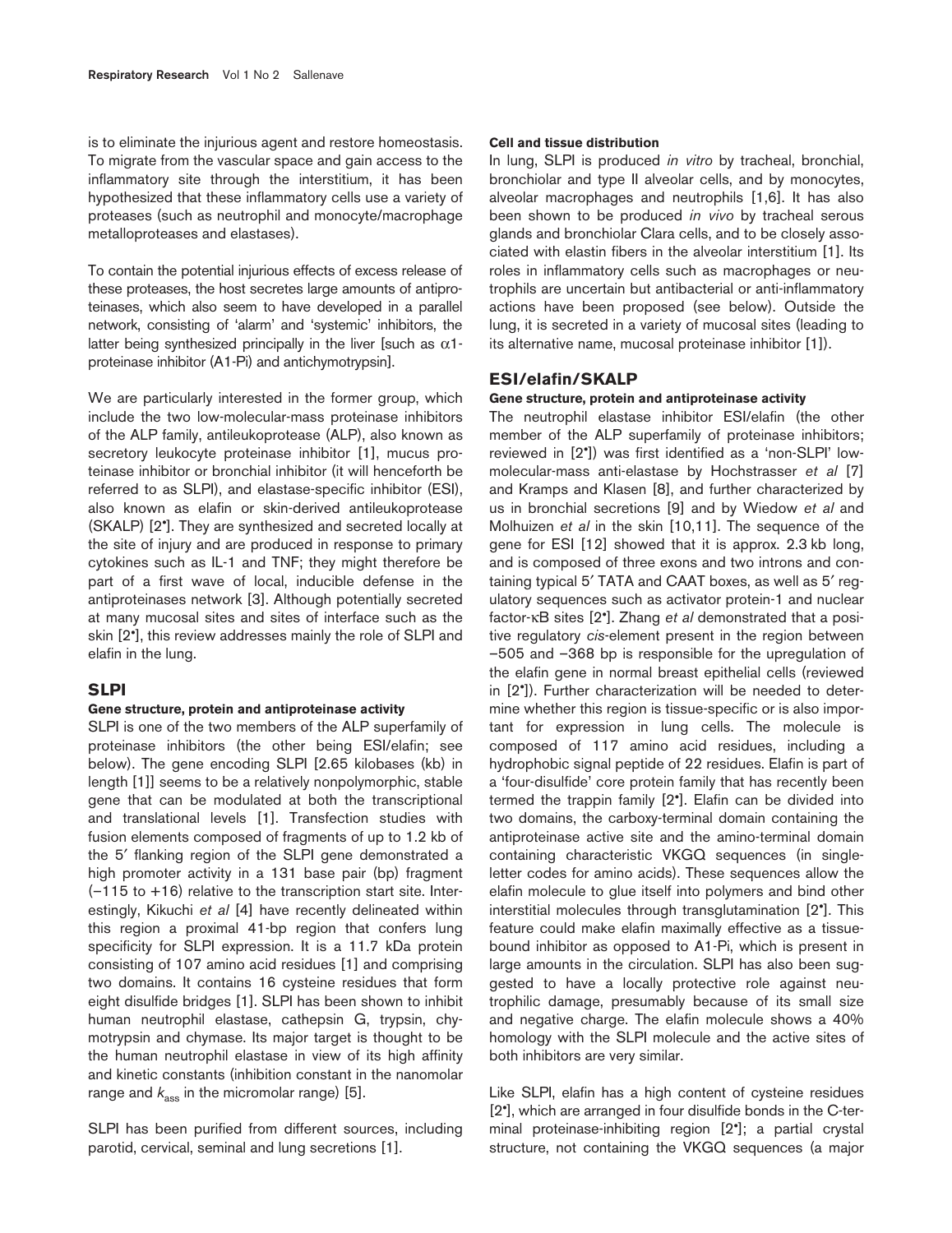is to eliminate the injurious agent and restore homeostasis. To migrate from the vascular space and gain access to the inflammatory site through the interstitium, it has been hypothesized that these inflammatory cells use a variety of proteases (such as neutrophil and monocyte/macrophage metalloproteases and elastases).

To contain the potential injurious effects of excess release of these proteases, the host secretes large amounts of antiproteinases, which also seem to have developed in a parallel network, consisting of 'alarm' and 'systemic' inhibitors, the latter being synthesized principally in the liver [such as $\alpha$1-proteinase inhibitor (A1-Pi) and antichymotrypsin].

We are particularly interested in the former group, which include the two low-molecular-mass proteinase inhibitors of the ALP family, antileukoprotease (ALP), also known as secretory leukocyte proteinase inhibitor [1], mucus proteinase inhibitor or bronchial inhibitor (it will henceforth be referred to as SLPI), and elastase-specific inhibitor (ESI), also known as elafin or skin-derived antileukoprotease (SKALP) [2•]. They are synthesized and secreted locally at the site of injury and are produced in response to primary cytokines such as IL-1 and TNF; they might therefore be part of a first wave of local, inducible defense in the antiproteinases network [3]. Although potentially secreted at many mucosal sites and sites of interface such as the skin [2•], this review addresses mainly the role of SLPI and elafin in the lung.

## SLPI

### Gene structure, protein and antiproteinase activity

SLPI is one of the two members of the ALP superfamily of proteinase inhibitors (the other being ESI/elafin; see below). The gene encoding SLPI [2.65 kilobases (kb) in length [1]] seems to be a relatively nonpolymorphic, stable gene that can be modulated at both the transcriptional and translational levels [1]. Transfection studies with fusion elements composed of fragments of up to 1.2 kb of the 5′ flanking region of the SLPI gene demonstrated a high promoter activity in a 131 base pair (bp) fragment (–115 to +16) relative to the transcription start site. Interestingly, Kikuchi *et al* [4] have recently delineated within this region a proximal 41-bp region that confers lung specificity for SLPI expression. It is a 11.7 kDa protein consisting of 107 amino acid residues [1] and comprising two domains. It contains 16 cysteine residues that form eight disulfide bridges [1]. SLPI has been shown to inhibit human neutrophil elastase, cathepsin G, trypsin, chymotrypsin and chymase. Its major target is thought to be the human neutrophil elastase in view of its high affinity and kinetic constants (inhibition constant in the nanomolar range and $k_{ass}$ in the micromolar range) [5].

SLPI has been purified from different sources, including parotid, cervical, seminal and lung secretions [1].

### Cell and tissue distribution

In lung, SLPI is produced *in vitro* by tracheal, bronchial, bronchiolar and type II alveolar cells, and by monocytes, alveolar macrophages and neutrophils [1,6]. It has also been shown to be produced *in vivo* by tracheal serous glands and bronchiolar Clara cells, and to be closely associated with elastin fibers in the alveolar interstitium [1]. Its roles in inflammatory cells such as macrophages or neutrophils are uncertain but antibacterial or anti-inflammatory actions have been proposed (see below). Outside the lung, it is secreted in a variety of mucosal sites (leading to its alternative name, mucosal proteinase inhibitor [1]).

## ESI/elafin/SKALP

### Gene structure, protein and antiproteinase activity

The neutrophil elastase inhibitor ESI/elafin (the other member of the ALP superfamily of proteinase inhibitors; reviewed in [2•]) was first identified as a 'non-SLPI' low-molecular-mass anti-elastase by Hochstrasser *et al* [7] and Kramps and Klasen [8], and further characterized by us in bronchial secretions [9] and by Wiedow *et al* and Molhuizen *et al* in the skin [10,11]. The sequence of the gene for ESI [12] showed that it is approx. 2.3 kb long, and is composed of three exons and two introns and containing typical 5′ TATA and CAAT boxes, as well as 5′ regulatory sequences such as activator protein-1 and nuclear factor-κB sites [2•]. Zhang *et al* demonstrated that a positive regulatory *cis*-element present in the region between –505 and –368 bp is responsible for the upregulation of the elafin gene in normal breast epithelial cells (reviewed in [2•]). Further characterization will be needed to determine whether this region is tissue-specific or is also important for expression in lung cells. The molecule is composed of 117 amino acid residues, including a hydrophobic signal peptide of 22 residues. Elafin is part of a 'four-disulfide' core protein family that has recently been termed the trappin family [2•]. Elafin can be divided into two domains, the carboxy-terminal domain containing the antiproteinase active site and the amino-terminal domain containing characteristic VKGQ sequences (in single-letter codes for amino acids). These sequences allow the elafin molecule to glue itself into polymers and bind other interstitial molecules through transglutamination [2•]. This feature could make elafin maximally effective as a tissue-bound inhibitor as opposed to A1-Pi, which is present in large amounts in the circulation. SLPI has also been suggested to have a locally protective role against neutrophilic damage, presumably because of its small size and negative charge. The elafin molecule shows a 40% homology with the SLPI molecule and the active sites of both inhibitors are very similar.

Like SLPI, elafin has a high content of cysteine residues [2•], which are arranged in four disulfide bonds in the C-terminal proteinase-inhibiting region [2•]; a partial crystal structure, not containing the VKGQ sequences (a major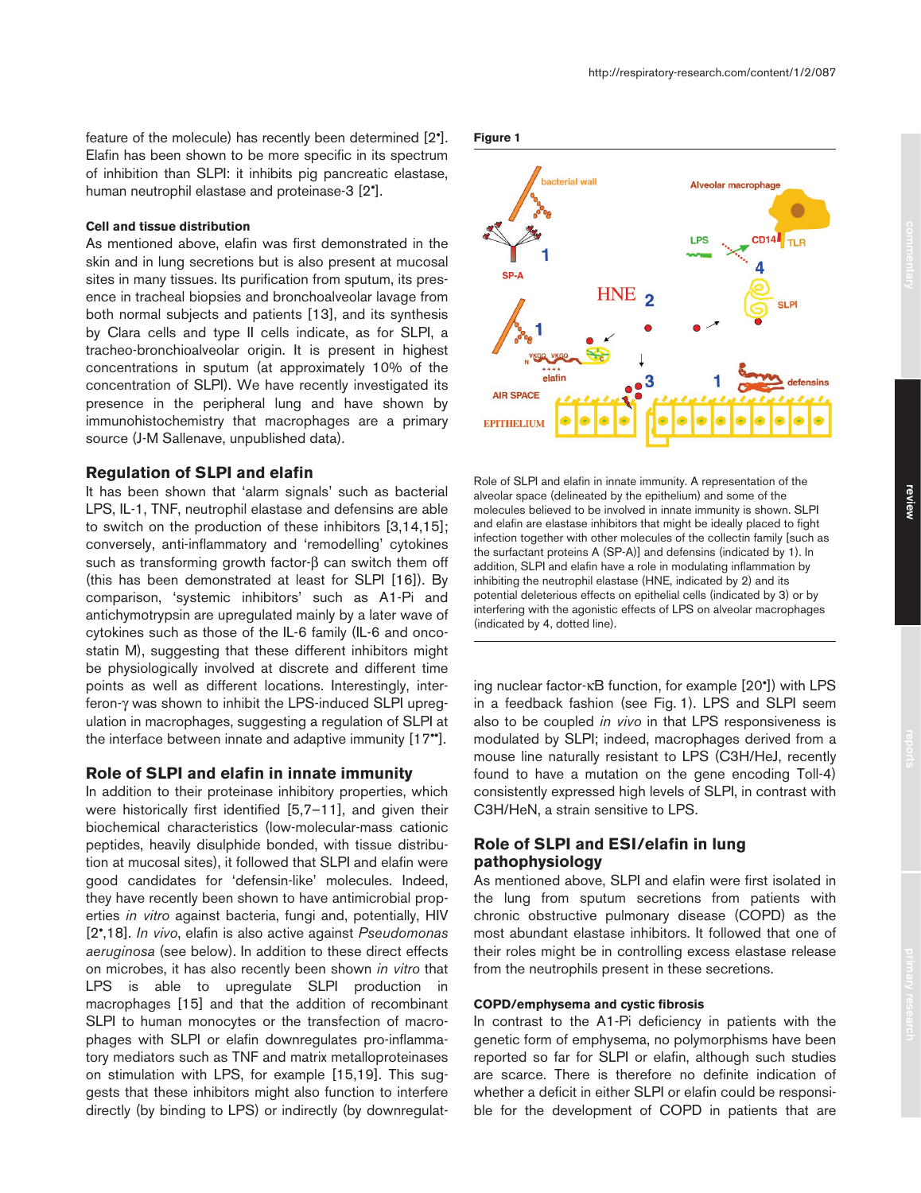feature of the molecule) has recently been determined [2•]. Elafin has been shown to be more specific in its spectrum of inhibition than SLPI: it inhibits pig pancreatic elastase, human neutrophil elastase and proteinase-3 [2•].

#### Cell and tissue distribution

As mentioned above, elafin was first demonstrated in the skin and in lung secretions but is also present at mucosal sites in many tissues. Its purification from sputum, its presence in tracheal biopsies and bronchoalveolar lavage from both normal subjects and patients [13], and its synthesis by Clara cells and type II cells indicate, as for SLPI, a tracheo-bronchioalveolar origin. It is present in highest concentrations in sputum (at approximately 10% of the concentration of SLPI). We have recently investigated its presence in the peripheral lung and have shown by immunohistochemistry that macrophages are a primary source (J-M Sallenave, unpublished data).

### Regulation of SLPI and elafin

It has been shown that 'alarm signals' such as bacterial LPS, IL-1, TNF, neutrophil elastase and defensins are able to switch on the production of these inhibitors [3,14,15]; conversely, anti-inflammatory and 'remodelling' cytokines such as transforming growth factor-β can switch them off (this has been demonstrated at least for SLPI [16]). By comparison, 'systemic inhibitors' such as A1-Pi and antichymotrypsin are upregulated mainly by a later wave of cytokines such as those of the IL-6 family (IL-6 and oncostatin M), suggesting that these different inhibitors might be physiologically involved at discrete and different time points as well as different locations. Interestingly, interferon-γ was shown to inhibit the LPS-induced SLPI upregulation in macrophages, suggesting a regulation of SLPI at the interface between innate and adaptive immunity [17••].

### Role of SLPI and elafin in innate immunity

In addition to their proteinase inhibitory properties, which were historically first identified [5,7–11], and given their biochemical characteristics (low-molecular-mass cationic peptides, heavily disulphide bonded, with tissue distribution at mucosal sites), it followed that SLPI and elafin were good candidates for 'defensin-like' molecules. Indeed, they have recently been shown to have antimicrobial properties *in vitro* against bacteria, fungi and, potentially, HIV [2•,18]. *In vivo*, elafin is also active against *Pseudomonas aeruginosa* (see below). In addition to these direct effects on microbes, it has also recently been shown *in vitro* that LPS is able to upregulate SLPI production in macrophages [15] and that the addition of recombinant SLPI to human monocytes or the transfection of macrophages with SLPI or elafin downregulates pro-inflammatory mediators such as TNF and matrix metalloproteinases on stimulation with LPS, for example [15,19]. This suggests that these inhibitors might also function to interfere directly (by binding to LPS) or indirectly (by downregulating nuclear factor-κB function, for example [20•]) with LPS in a feedback fashion (see Fig. 1). LPS and SLPI seem also to be coupled *in vivo* in that LPS responsiveness is modulated by SLPI; indeed, macrophages derived from a mouse line naturally resistant to LPS (C3H/HeJ, recently found to have a mutation on the gene encoding Toll-4) consistently expressed high levels of SLPI, in contrast with C3H/HeN, a strain sensitive to LPS.

**Figure 1**

Role of SLPI and elafin in innate immunity. A representation of the alveolar space (delineated by the epithelium) and some of the molecules believed to be involved in innate immunity is shown. SLPI and elafin are elastase inhibitors that might be ideally placed to fight infection together with other molecules of the collectin family [such as the surfactant proteins A (SP-A)] and defensins (indicated by 1). In addition, SLPI and elafin have a role in modulating inflammation by inhibiting the neutrophil elastase (HNE, indicated by 2) and its potential deleterious effects on epithelial cells (indicated by 3) or by interfering with the agonistic effects of LPS on alveolar macrophages (indicated by 4, dotted line).

### Role of SLPI and ESI/elafin in lung pathophysiology

As mentioned above, SLPI and elafin were first isolated in the lung from sputum secretions from patients with chronic obstructive pulmonary disease (COPD) as the most abundant elastase inhibitors. It followed that one of their roles might be in controlling excess elastase release from the neutrophils present in these secretions.

#### COPD/emphysema and cystic fibrosis

In contrast to the A1-Pi deficiency in patients with the genetic form of emphysema, no polymorphisms have been reported so far for SLPI or elafin, although such studies are scarce. There is therefore no definite indication of whether a deficit in either SLPI or elafin could be responsible for the development of COPD in patients that are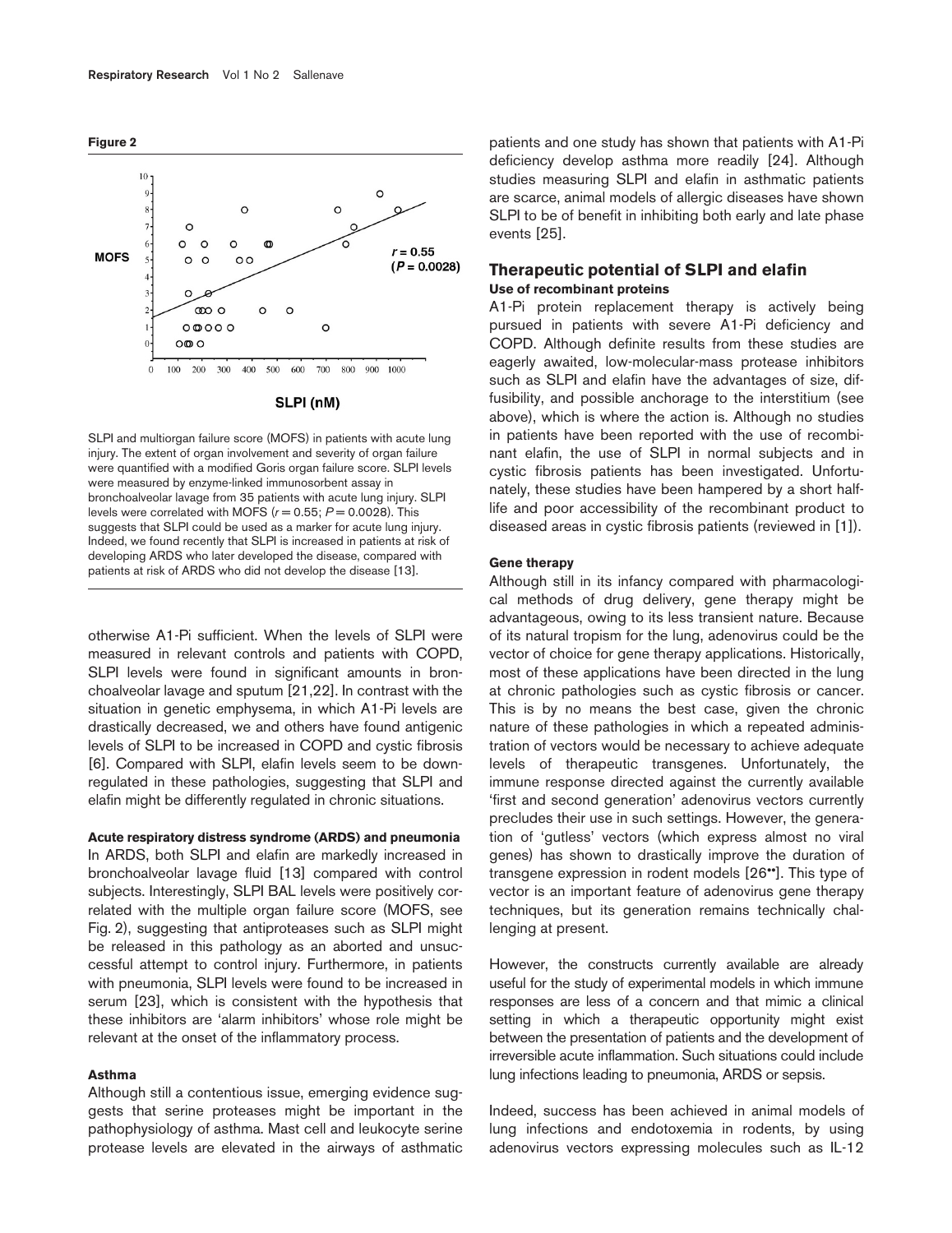**Figure 2**

SLPI and multiorgan failure score (MOFS) in patients with acute lung injury. The extent of organ involvement and severity of organ failure were quantified with a modified Goris organ failure score. SLPI levels were measured by enzyme-linked immunosorbent assay in bronchoalveolar lavage from 35 patients with acute lung injury. SLPI levels were correlated with MOFS ($r = 0.55$; $P = 0.0028$). This suggests that SLPI could be used as a marker for acute lung injury. Indeed, we found recently that SLPI is increased in patients at risk of developing ARDS who later developed the disease, compared with patients at risk of ARDS who did not develop the disease [13].

otherwise A1-Pi sufficient. When the levels of SLPI were measured in relevant controls and patients with COPD, SLPI levels were found in significant amounts in bronchoalveolar lavage and sputum [21,22]. In contrast with the situation in genetic emphysema, in which A1-Pi levels are drastically decreased, we and others have found antigenic levels of SLPI to be increased in COPD and cystic fibrosis [6]. Compared with SLPI, elafin levels seem to be downregulated in these pathologies, suggesting that SLPI and elafin might be differently regulated in chronic situations.

#### Acute respiratory distress syndrome (ARDS) and pneumonia

In ARDS, both SLPI and elafin are markedly increased in bronchoalveolar lavage fluid [13] compared with control subjects. Interestingly, SLPI BAL levels were positively correlated with the multiple organ failure score (MOFS, see Fig. 2), suggesting that antiproteases such as SLPI might be released in this pathology as an aborted and unsuccessful attempt to control injury. Furthermore, in patients with pneumonia, SLPI levels were found to be increased in serum [23], which is consistent with the hypothesis that these inhibitors are 'alarm inhibitors' whose role might be relevant at the onset of the inflammatory process.

#### Asthma

Although still a contentious issue, emerging evidence suggests that serine proteases might be important in the pathophysiology of asthma. Mast cell and leukocyte serine protease levels are elevated in the airways of asthmatic patients and one study has shown that patients with A1-Pi deficiency develop asthma more readily [24]. Although studies measuring SLPI and elafin in asthmatic patients are scarce, animal models of allergic diseases have shown SLPI to be of benefit in inhibiting both early and late phase events [25].

## Therapeutic potential of SLPI and elafin

#### Use of recombinant proteins

A1-Pi protein replacement therapy is actively being pursued in patients with severe A1-Pi deficiency and COPD. Although definite results from these studies are eagerly awaited, low-molecular-mass protease inhibitors such as SLPI and elafin have the advantages of size, diffusibility, and possible anchorage to the interstitium (see above), which is where the action is. Although no studies in patients have been reported with the use of recombinant elafin, the use of SLPI in normal subjects and in cystic fibrosis patients has been investigated. Unfortunately, these studies have been hampered by a short half-life and poor accessibility of the recombinant product to diseased areas in cystic fibrosis patients (reviewed in [1]).

#### Gene therapy

Although still in its infancy compared with pharmacological methods of drug delivery, gene therapy might be advantageous, owing to its less transient nature. Because of its natural tropism for the lung, adenovirus could be the vector of choice for gene therapy applications. Historically, most of these applications have been directed in the lung at chronic pathologies such as cystic fibrosis or cancer. This is by no means the best case, given the chronic nature of these pathologies in which a repeated administration of vectors would be necessary to achieve adequate levels of therapeutic transgenes. Unfortunately, the immune response directed against the currently available 'first and second generation' adenovirus vectors currently precludes their use in such settings. However, the generation of 'gutless' vectors (which express almost no viral genes) has shown to drastically improve the duration of transgene expression in rodent models [26••]. This type of vector is an important feature of adenovirus gene therapy techniques, but its generation remains technically challenging at present.

However, the constructs currently available are already useful for the study of experimental models in which immune responses are less of a concern and that mimic a clinical setting in which a therapeutic opportunity might exist between the presentation of patients and the development of irreversible acute inflammation. Such situations could include lung infections leading to pneumonia, ARDS or sepsis.

Indeed, success has been achieved in animal models of lung infections and endotoxemia in rodents, by using adenovirus vectors expressing molecules such as IL-12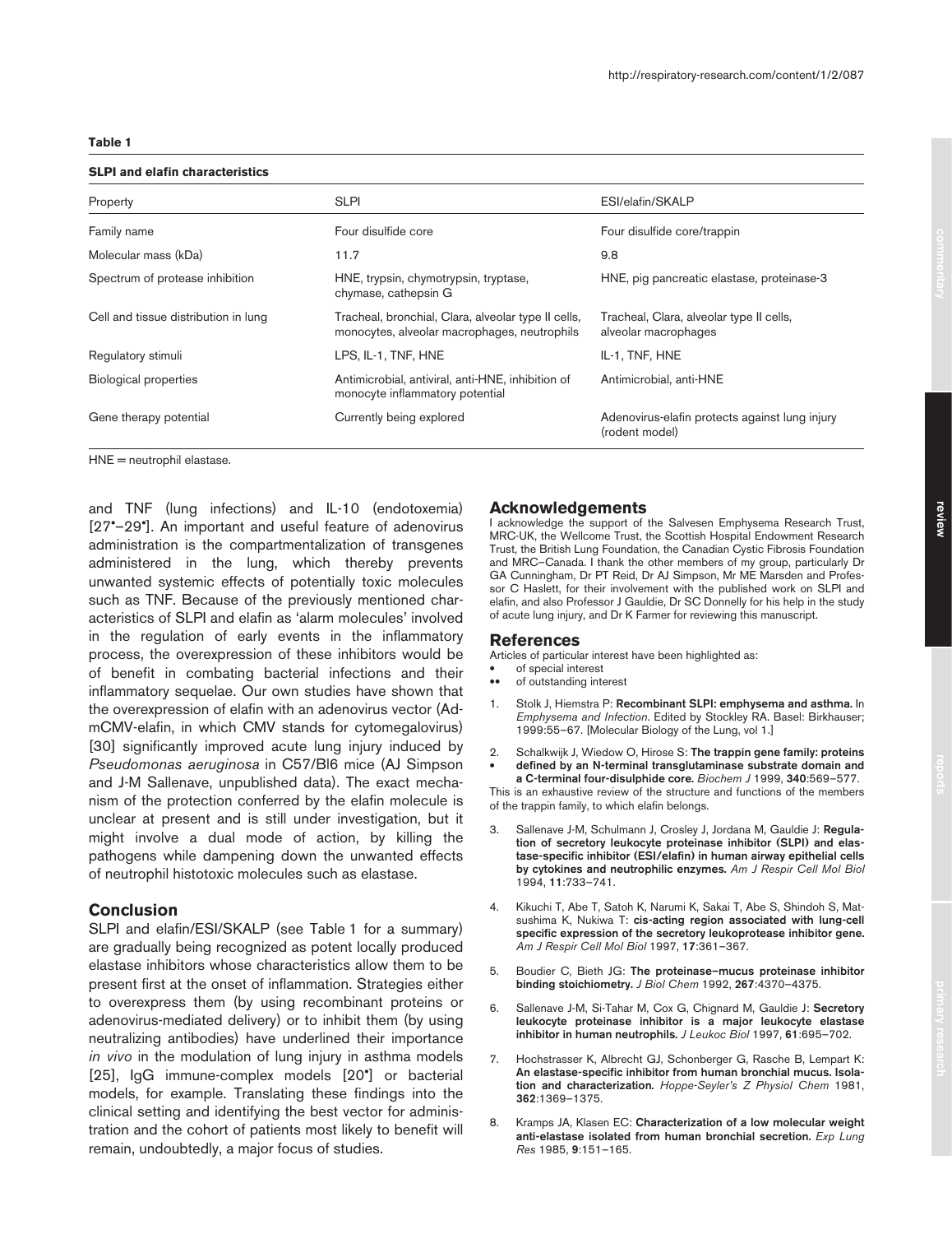**Table 1**

**SLPI and elafin characteristics**

| Property | SLPI | ESI/elafin/SKALP |
|---|---|---|
| Family name | Four disulfide core | Four disulfide core/trappin |
| Molecular mass (kDa) | 11.7 | 9.8 |
| Spectrum of protease inhibition | HNE, trypsin, chymotrypsin, tryptase, chymase, cathepsin G | HNE, pig pancreatic elastase, proteinase-3 |
| Cell and tissue distribution in lung | Tracheal, bronchial, Clara, alveolar type II cells, monocytes, alveolar macrophages, neutrophils | Tracheal, Clara, alveolar type II cells, alveolar macrophages |
| Regulatory stimuli | LPS, IL-1, TNF, HNE | IL-1, TNF, HNE |
| Biological properties | Antimicrobial, antiviral, anti-HNE, inhibition of monocyte inflammatory potential | Antimicrobial, anti-HNE |
| Gene therapy potential | Currently being explored | Adenovirus-elafin protects against lung injury (rodent model) |

HNE = neutrophil elastase.

and TNF (lung infections) and IL-10 (endotoxemia) [27•–29•]. An important and useful feature of adenovirus administration is the compartmentalization of transgenes administered in the lung, which thereby prevents unwanted systemic effects of potentially toxic molecules such as TNF. Because of the previously mentioned characteristics of SLPI and elafin as 'alarm molecules' involved in the regulation of early events in the inflammatory process, the overexpression of these inhibitors would be of benefit in combating bacterial infections and their inflammatory sequelae. Our own studies have shown that the overexpression of elafin with an adenovirus vector (Ad-mCMV-elafin, in which CMV stands for cytomegalovirus) [30] significantly improved acute lung injury induced by *Pseudomonas aeruginosa* in C57/Bl6 mice (AJ Simpson and J-M Sallenave, unpublished data). The exact mechanism of the protection conferred by the elafin molecule is unclear at present and is still under investigation, but it might involve a dual mode of action, by killing the pathogens while dampening down the unwanted effects of neutrophil histotoxic molecules such as elastase.

## Conclusion

SLPI and elafin/ESI/SKALP (see Table 1 for a summary) are gradually being recognized as potent locally produced elastase inhibitors whose characteristics allow them to be present first at the onset of inflammation. Strategies either to overexpress them (by using recombinant proteins or adenovirus-mediated delivery) or to inhibit them (by using neutralizing antibodies) have underlined their importance *in vivo* in the modulation of lung injury in asthma models [25], IgG immune-complex models [20•] or bacterial models, for example. Translating these findings into the clinical setting and identifying the best vector for administration and the cohort of patients most likely to benefit will remain, undoubtedly, a major focus of studies.

## Acknowledgements

I acknowledge the support of the Salvesen Emphysema Research Trust, MRC-UK, the Wellcome Trust, the Scottish Hospital Endowment Research Trust, the British Lung Foundation, the Canadian Cystic Fibrosis Foundation and MRC–Canada. I thank the other members of my group, particularly Dr GA Cunningham, Dr PT Reid, Dr AJ Simpson, Mr ME Marsden and Professor C Haslett, for their involvement with the published work on SLPI and elafin, and also Professor J Gauldie, Dr SC Donnelly for his help in the study of acute lung injury, and Dr K Farmer for reviewing this manuscript.

## References

Articles of particular interest have been highlighted as:
- • of special interest
- •• of outstanding interest

1. Stolk J, Hiemstra P: **Recombinant SLPI: emphysema and asthma.** In *Emphysema and Infection.* Edited by Stockley RA. Basel: Birkhauser; 1999:55–67. [Molecular Biology of the Lung, vol 1.]
2. • Schalkwijk J, Wiedow O, Hirose S: **The trappin gene family: proteins defined by an N-terminal transglutaminase substrate domain and a C-terminal four-disulphide core.** *Biochem J* 1999, **340**:569–577.
This is an exhaustive review of the structure and functions of the members of the trappin family, to which elafin belongs.
3. Sallenave J-M, Schulmann J, Crosley J, Jordana M, Gauldie J: **Regulation of secretory leukocyte proteinase inhibitor (SLPI) and elastase-specific inhibitor (ESI/elafin) in human airway epithelial cells by cytokines and neutrophilic enzymes.** *Am J Respir Cell Mol Biol* 1994, **11**:733–741.
4. Kikuchi T, Abe T, Satoh K, Narumi K, Sakai T, Abe S, Shindoh S, Matsushima K, Nukiwa T: **cis-acting region associated with lung-cell specific expression of the secretory leukoprotease inhibitor gene.** *Am J Respir Cell Mol Biol* 1997, **17**:361–367.
5. Boudier C, Bieth JG: **The proteinase–mucus proteinase inhibitor binding stoichiometry.** *J Biol Chem* 1992, **267**:4370–4375.
6. Sallenave J-M, Si-Tahar M, Cox G, Chignard M, Gauldie J: **Secretory leukocyte proteinase inhibitor is a major leukocyte elastase inhibitor in human neutrophils.** *J Leukoc Biol* 1997, **61**:695–702.
7. Hochstrasser K, Albrecht GJ, Schonberger G, Rasche B, Lempart K: **An elastase-specific inhibitor from human bronchial mucus. Isolation and characterization.** *Hoppe-Seyler's Z Physiol Chem* 1981, **362**:1369–1375.
8. Kramps JA, Klasen EC: **Characterization of a low molecular weight anti-elastase isolated from human bronchial secretion.** *Exp Lung Res* 1985, **9**:151–165.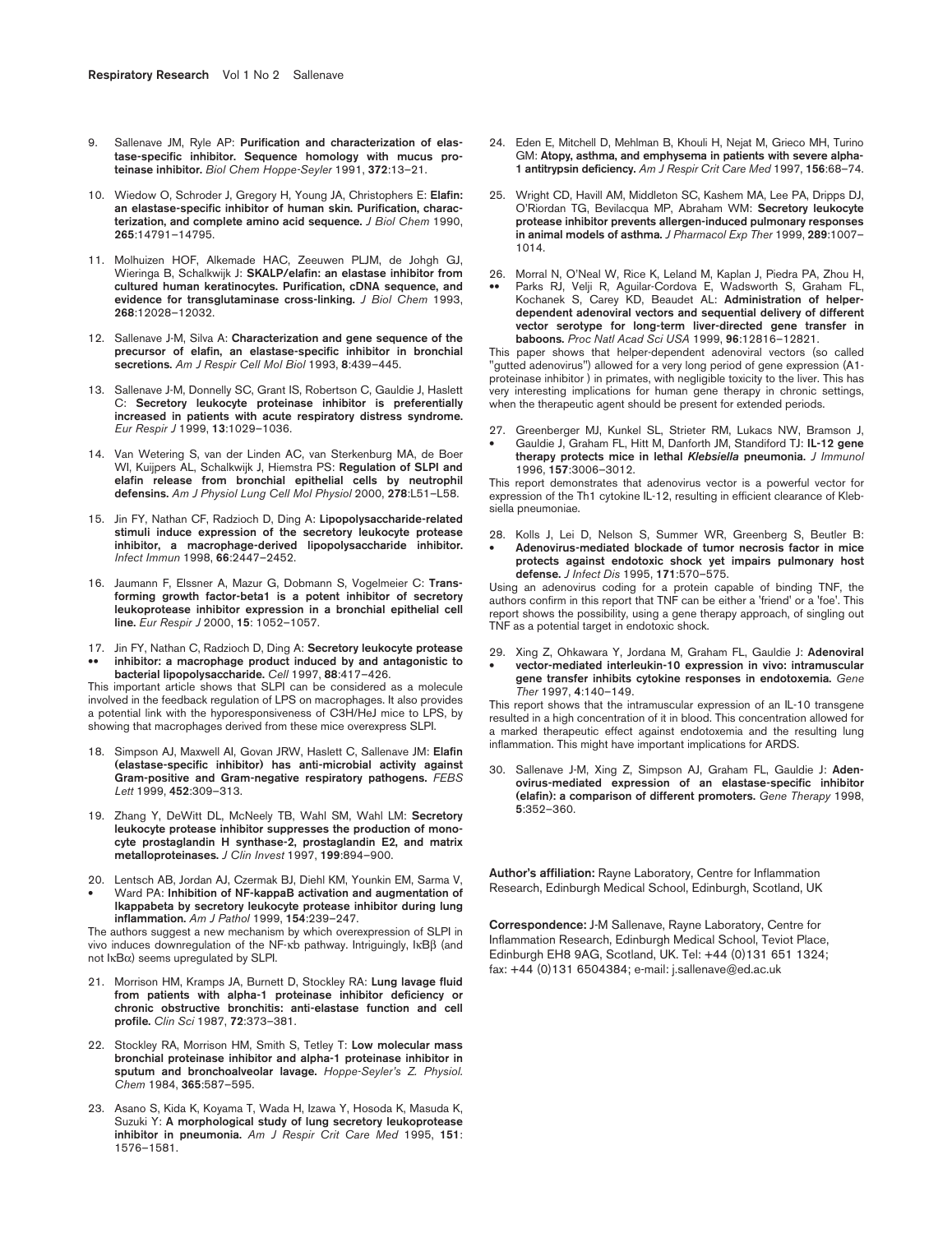9. Sallenave JM, Ryle AP: **Purification and characterization of elastase-specific inhibitor. Sequence homology with mucus proteinase inhibitor.** *Biol Chem Hoppe-Seyler* 1991, **372**:13–21.

10. Wiedow O, Schroder J, Gregory H, Young JA, Christophers E: **Elafin: an elastase-specific inhibitor of human skin. Purification, characterization, and complete amino acid sequence.** *J Biol Chem* 1990, **265**:14791–14795.

11. Molhuizen HOF, Alkemade HAC, Zeeuwen PLJM, de Johgh GJ, Wieringa B, Schalkwijk J: **SKALP/elafin: an elastase inhibitor from cultured human keratinocytes. Purification, cDNA sequence, and evidence for transglutaminase cross-linking.** *J Biol Chem* 1993, **268**:12028–12032.

12. Sallenave J-M, Silva A: **Characterization and gene sequence of the precursor of elafin, an elastase-specific inhibitor in bronchial secretions.** *Am J Respir Cell Mol Biol* 1993, **8**:439–445.

13. Sallenave J-M, Donnelly SC, Grant IS, Robertson C, Gauldie J, Haslett C: **Secretory leukocyte proteinase inhibitor is preferentially increased in patients with acute respiratory distress syndrome.** *Eur Respir J* 1999, **13**:1029–1036.

14. Van Wetering S, van der Linden AC, van Sterkenburg MA, de Boer WI, Kuijpers AL, Schalkwijk J, Hiemstra PS: **Regulation of SLPI and elafin release from bronchial epithelial cells by neutrophil defensins.** *Am J Physiol Lung Cell Mol Physiol* 2000, **278**:L51–L58.

15. Jin FY, Nathan CF, Radzioch D, Ding A: **Lipopolysaccharide-related stimuli induce expression of the secretory leukocyte protease inhibitor, a macrophage-derived lipopolysaccharide inhibitor.** *Infect Immun* 1998, **66**:2447–2452.

16. Jaumann F, Elssner A, Mazur G, Dobmann S, Vogelmeier C: **Transforming growth factor-beta1 is a potent inhibitor of secretory leukoprotease inhibitor expression in a bronchial epithelial cell line.** *Eur Respir J* 2000, **15**: 1052–1057.

17. Jin FY, Nathan C, Radzioch D, Ding A: **Secretory leukocyte protease
•• inhibitor: a macrophage product induced by and antagonistic to bacterial lipopolysaccharide.** *Cell* 1997, **88**:417–426.

This important article shows that SLPI can be considered as a molecule involved in the feedback regulation of LPS on macrophages. It also provides a potential link with the hyporesponsiveness of C3H/HeJ mice to LPS, by showing that macrophages derived from these mice overexpress SLPI.

18. Simpson AJ, Maxwell AI, Govan JRW, Haslett C, Sallenave JM: **Elafin (elastase-specific inhibitor) has anti-microbial activity against Gram-positive and Gram-negative respiratory pathogens.** *FEBS Lett* 1999, **452**:309–313.

19. Zhang Y, DeWitt DL, McNeely TB, Wahl SM, Wahl LM: **Secretory leukocyte protease inhibitor suppresses the production of monocyte prostaglandin H synthase-2, prostaglandin E2, and matrix metalloproteinases.** *J Clin Invest* 1997, **199**:894–900.

20. Lentsch AB, Jordan AJ, Czermak BJ, Diehl KM, Younkin EM, Sarma V,
• Ward PA: **Inhibition of NF-kappaB activation and augmentation of Ikappabeta by secretory leukocyte protease inhibitor during lung inflammation.** *Am J Pathol* 1999, **154**:239–247.

The authors suggest a new mechanism by which overexpression of SLPI in vivo induces downregulation of the NF-κb pathway. Intriguingly, IκBβ (and not IκBα) seems upregulated by SLPI.

21. Morrison HM, Kramps JA, Burnett D, Stockley RA: **Lung lavage fluid from patients with alpha-1 proteinase inhibitor deficiency or chronic obstructive bronchitis: anti-elastase function and cell profile.** *Clin Sci* 1987, **72**:373–381.

22. Stockley RA, Morrison HM, Smith S, Tetley T: **Low molecular mass bronchial proteinase inhibitor and alpha-1 proteinase inhibitor in sputum and bronchoalveolar lavage.** *Hoppe-Seyler's Z. Physiol. Chem* 1984, **365**:587–595.

23. Asano S, Kida K, Koyama T, Wada H, Izawa Y, Hosoda K, Masuda K, Suzuki Y: **A morphological study of lung secretory leukoprotease inhibitor in pneumonia.** *Am J Respir Crit Care Med* 1995, **151**: 1576–1581.

24. Eden E, Mitchell D, Mehlman B, Khouli H, Nejat M, Grieco MH, Turino GM: **Atopy, asthma, and emphysema in patients with severe alpha-1 antitrypsin deficiency.** *Am J Respir Crit Care Med* 1997, **156**:68–74.

25. Wright CD, Havill AM, Middleton SC, Kashem MA, Lee PA, Dripps DJ, O'Riordan TG, Bevilacqua MP, Abraham WM: **Secretory leukocyte protease inhibitor prevents allergen-induced pulmonary responses in animal models of asthma.** *J Pharmacol Exp Ther* 1999, **289**:1007–1014.

26. Morral N, O'Neal W, Rice K, Leland M, Kaplan J, Piedra PA, Zhou H,
•• Parks RJ, Velji R, Aguilar-Cordova E, Wadsworth S, Graham FL, Kochanek S, Carey KD, Beaudet AL: **Administration of helper-dependent adenoviral vectors and sequential delivery of different vector serotype for long-term liver-directed gene transfer in baboons.** *Proc Natl Acad Sci USA* 1999, **96**:12816–12821.

This paper shows that helper-dependent adenoviral vectors (so called "gutted adenovirus") allowed for a very long period of gene expression (A1-proteinase inhibitor ) in primates, with negligible toxicity to the liver. This has very interesting implications for human gene therapy in chronic settings, when the therapeutic agent should be present for extended periods.

27. Greenberger MJ, Kunkel SL, Strieter RM, Lukacs NW, Bramson J,
• Gauldie J, Graham FL, Hitt M, Danforth JM, Standiford TJ: **IL-12 gene therapy protects mice in lethal *Klebsiella* pneumonia.** *J Immunol* 1996, **157**:3006–3012.

This report demonstrates that adenovirus vector is a powerful vector for expression of the Th1 cytokine IL-12, resulting in efficient clearance of Klebsiella pneumoniae.

28. Kolls J, Lei D, Nelson S, Summer WR, Greenberg S, Beutler B:
• **Adenovirus-mediated blockade of tumor necrosis factor in mice protects against endotoxic shock yet impairs pulmonary host defense.** *J Infect Dis* 1995, **171**:570–575.

Using an adenovirus coding for a protein capable of binding TNF, the authors confirm in this report that TNF can be either a 'friend' or a 'foe'. This report shows the possibility, using a gene therapy approach, of singling out TNF as a potential target in endotoxic shock.

29. Xing Z, Ohkawara Y, Jordana M, Graham FL, Gauldie J: **Adenoviral
• vector-mediated interleukin-10 expression in vivo: intramuscular gene transfer inhibits cytokine responses in endotoxemia.** *Gene Ther* 1997, **4**:140–149.

This report shows that the intramuscular expression of an IL-10 transgene resulted in a high concentration of it in blood. This concentration allowed for a marked therapeutic effect against endotoxemia and the resulting lung inflammation. This might have important implications for ARDS.

30. Sallenave J-M, Xing Z, Simpson AJ, Graham FL, Gauldie J: **Adenovirus-mediated expression of an elastase-specific inhibitor (elafin): a comparison of different promoters.** *Gene Therapy* 1998, **5**:352–360.

**Author's affiliation:** Rayne Laboratory, Centre for Inflammation Research, Edinburgh Medical School, Edinburgh, Scotland, UK

**Correspondence:** J-M Sallenave, Rayne Laboratory, Centre for Inflammation Research, Edinburgh Medical School, Teviot Place, Edinburgh EH8 9AG, Scotland, UK. Tel: +44 (0)131 651 1324; fax: +44 (0)131 6504384; e-mail: j.sallenave@ed.ac.uk